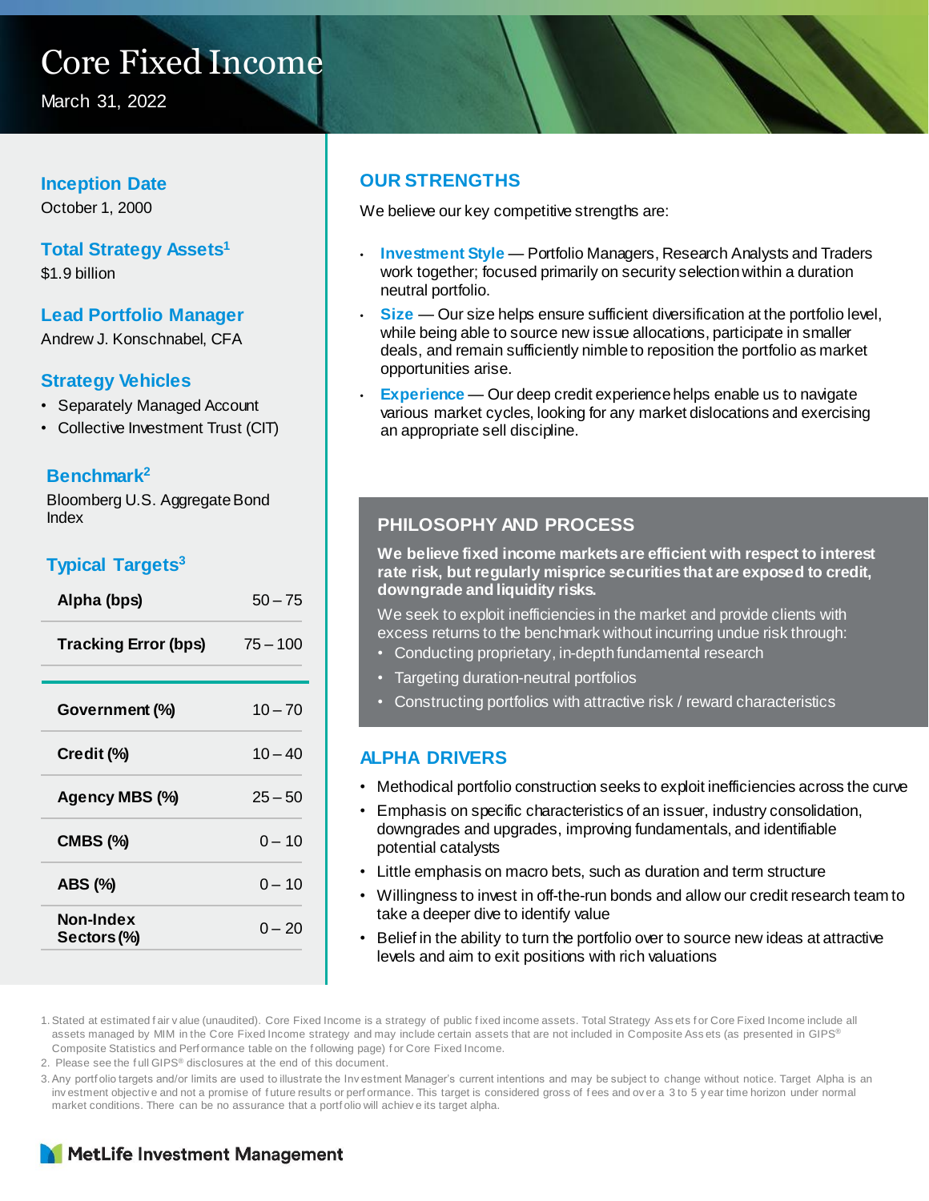# Core Fixed Income

March 31, 2022

## Inception Date

October 1, 2000

## Total Strategy Assets[1]

$1.9 billion

## Lead Portfolio Manager

Andrew J. Konschnabel, CFA

## Strategy Vehicles

- Separately Managed Account
- Collective Investment Trust (CIT)

## Benchmark[2]

Bloomberg U.S. Aggregate Bond Index

## Typical Targets[3]

| | |
|---|---|
| **Alpha (bps)** | 50 – 75 |
| **Tracking Error (bps)** | 75 – 100 |
| **Government (%)** | 10 – 70 |
| **Credit (%)** | 10 – 40 |
| **Agency MBS (%)** | 25 – 50 |
| **CMBS (%)** | 0 – 10 |
| **ABS (%)** | 0 – 10 |
| **Non-Index Sectors (%)** | 0 – 20 |

## OUR STRENGTHS

We believe our key competitive strengths are:

- **Investment Style** — Portfolio Managers, Research Analysts and Traders work together; focused primarily on security selection within a duration neutral portfolio.
- **Size** — Our size helps ensure sufficient diversification at the portfolio level, while being able to source new issue allocations, participate in smaller deals, and remain sufficiently nimble to reposition the portfolio as market opportunities arise.
- **Experience** — Our deep credit experience helps enable us to navigate various market cycles, looking for any market dislocations and exercising an appropriate sell discipline.

## PHILOSOPHY AND PROCESS

**We believe fixed income markets are efficient with respect to interest rate risk, but regularly misprice securities that are exposed to credit, downgrade and liquidity risks.**

We seek to exploit inefficiencies in the market and provide clients with excess returns to the benchmark without incurring undue risk through:

- Conducting proprietary, in-depth fundamental research
- Targeting duration-neutral portfolios
- Constructing portfolios with attractive risk / reward characteristics

## ALPHA DRIVERS

- Methodical portfolio construction seeks to exploit inefficiencies across the curve
- Emphasis on specific characteristics of an issuer, industry consolidation, downgrades and upgrades, improving fundamentals, and identifiable potential catalysts
- Little emphasis on macro bets, such as duration and term structure
- Willingness to invest in off-the-run bonds and allow our credit research team to take a deeper dive to identify value
- Belief in the ability to turn the portfolio over to source new ideas at attractive levels and aim to exit positions with rich valuations

1. Stated at estimated fair value (unaudited). Core Fixed Income is a strategy of public fixed income assets. Total Strategy Assets for Core Fixed Income include all assets managed by MIM in the Core Fixed Income strategy and may include certain assets that are not included in Composite Assets (as presented in GIPS® Composite Statistics and Performance table on the following page) for Core Fixed Income.
2. Please see the full GIPS® disclosures at the end of this document.
3. Any portfolio targets and/or limits are used to illustrate the Investment Manager's current intentions and may be subject to change without notice. Target Alpha is an investment objective and not a promise of future results or performance. This target is considered gross of fees and over a 3 to 5 year time horizon under normal market conditions. There can be no assurance that a portfolio will achieve its target alpha.

MetLife Investment Management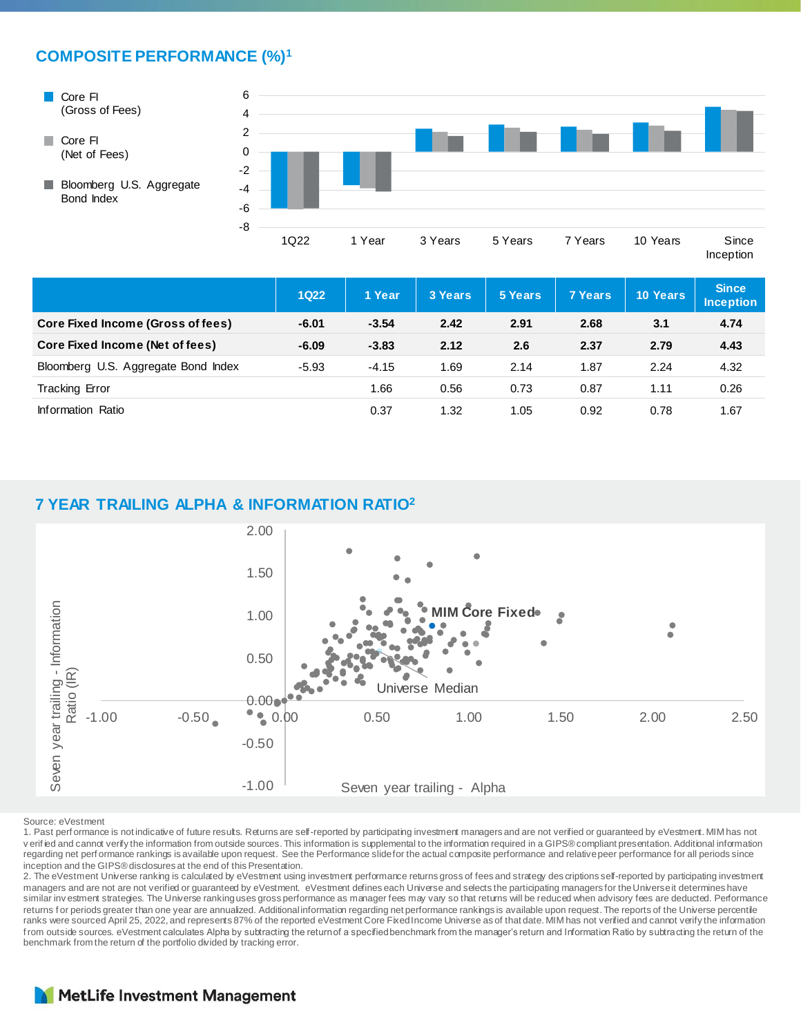## COMPOSITE PERFORMANCE (%)[1]

| | 1Q22 | 1 Year | 3 Years | 5 Years | 7 Years | 10 Years | Since Inception |
|---|---|---|---|---|---|---|---|
| **Core Fixed Income (Gross of fees)** | **-6.01** | **-3.54** | **2.42** | **2.91** | **2.68** | **3.1** | **4.74** |
| **Core Fixed Income (Net of fees)** | **-6.09** | **-3.83** | **2.12** | **2.6** | **2.37** | **2.79** | **4.43** |
| Bloomberg U.S. Aggregate Bond Index | -5.93 | -4.15 | 1.69 | 2.14 | 1.87 | 2.24 | 4.32 |
| Tracking Error | | 1.66 | 0.56 | 0.73 | 0.87 | 1.11 | 0.26 |
| Information Ratio | | 0.37 | 1.32 | 1.05 | 0.92 | 0.78 | 1.67 |

## 7 YEAR TRAILING ALPHA & INFORMATION RATIO[2]

Source: eVestment

1. Past performance is not indicative of future results. Returns are self-reported by participating investment managers and are not verified or guaranteed by eVestment. MIM has not verified and cannot verify the information from outside sources. This information is supplemental to the information required in a GIPS® compliant presentation. Additional information regarding net performance rankings is available upon request. See the Performance slide for the actual composite performance and relative peer performance for all periods since inception and the GIPS® disclosures at the end of this Presentation.

2. The eVestment Universe ranking is calculated by eVestment using investment performance returns gross of fees and strategy descriptions self-reported by participating investment managers and are not are not verified or guaranteed by eVestment. eVestment defines each Universe and selects the participating managers for the Universe it determines have similar investment strategies. The Universe ranking uses gross performance as manager fees may vary so that returns will be reduced when advisory fees are deducted. Performance returns for periods greater than one year are annualized. Additional information regarding net performance rankings is available upon request. The reports of the Universe percentile ranks were sourced April 25, 2022, and represents 87% of the reported eVestment Core Fixed Income Universe as of that date. MIM has not verified and cannot verify the information from outside sources. eVestment calculates Alpha by subtracting the return of a specified benchmark from the manager's return and Information Ratio by subtracting the return of the benchmark from the return of the portfolio divided by tracking error.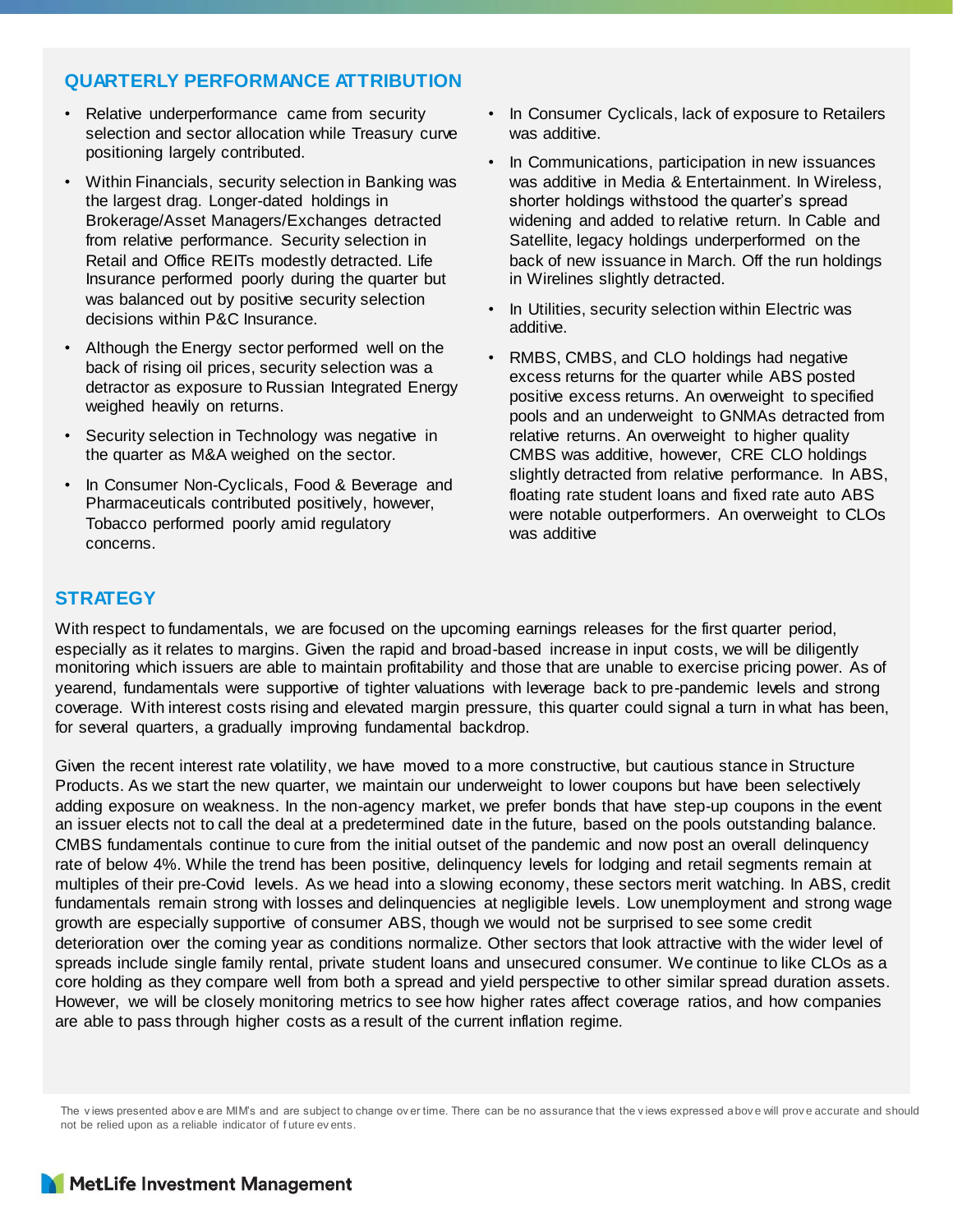## QUARTERLY PERFORMANCE ATTRIBUTION

- Relative underperformance came from security selection and sector allocation while Treasury curve positioning largely contributed.
- Within Financials, security selection in Banking was the largest drag. Longer-dated holdings in Brokerage/Asset Managers/Exchanges detracted from relative performance. Security selection in Retail and Office REITs modestly detracted. Life Insurance performed poorly during the quarter but was balanced out by positive security selection decisions within P&C Insurance.
- Although the Energy sector performed well on the back of rising oil prices, security selection was a detractor as exposure to Russian Integrated Energy weighed heavily on returns.
- Security selection in Technology was negative in the quarter as M&A weighed on the sector.
- In Consumer Non-Cyclicals, Food & Beverage and Pharmaceuticals contributed positively, however, Tobacco performed poorly amid regulatory concerns.
- In Consumer Cyclicals, lack of exposure to Retailers was additive.
- In Communications, participation in new issuances was additive in Media & Entertainment. In Wireless, shorter holdings withstood the quarter's spread widening and added to relative return. In Cable and Satellite, legacy holdings underperformed on the back of new issuance in March. Off the run holdings in Wirelines slightly detracted.
- In Utilities, security selection within Electric was additive.
- RMBS, CMBS, and CLO holdings had negative excess returns for the quarter while ABS posted positive excess returns. An overweight to specified pools and an underweight to GNMAs detracted from relative returns. An overweight to higher quality CMBS was additive, however, CRE CLO holdings slightly detracted from relative performance. In ABS, floating rate student loans and fixed rate auto ABS were notable outperformers. An overweight to CLOs was additive

## STRATEGY

With respect to fundamentals, we are focused on the upcoming earnings releases for the first quarter period, especially as it relates to margins. Given the rapid and broad-based increase in input costs, we will be diligently monitoring which issuers are able to maintain profitability and those that are unable to exercise pricing power. As of yearend, fundamentals were supportive of tighter valuations with leverage back to pre-pandemic levels and strong coverage. With interest costs rising and elevated margin pressure, this quarter could signal a turn in what has been, for several quarters, a gradually improving fundamental backdrop.

Given the recent interest rate volatility, we have moved to a more constructive, but cautious stance in Structure Products. As we start the new quarter, we maintain our underweight to lower coupons but have been selectively adding exposure on weakness. In the non-agency market, we prefer bonds that have step-up coupons in the event an issuer elects not to call the deal at a predetermined date in the future, based on the pools outstanding balance. CMBS fundamentals continue to cure from the initial outset of the pandemic and now post an overall delinquency rate of below 4%. While the trend has been positive, delinquency levels for lodging and retail segments remain at multiples of their pre-Covid levels. As we head into a slowing economy, these sectors merit watching. In ABS, credit fundamentals remain strong with losses and delinquencies at negligible levels. Low unemployment and strong wage growth are especially supportive of consumer ABS, though we would not be surprised to see some credit deterioration over the coming year as conditions normalize. Other sectors that look attractive with the wider level of spreads include single family rental, private student loans and unsecured consumer. We continue to like CLOs as a core holding as they compare well from both a spread and yield perspective to other similar spread duration assets. However, we will be closely monitoring metrics to see how higher rates affect coverage ratios, and how companies are able to pass through higher costs as a result of the current inflation regime.

The views presented above are MIM's and are subject to change over time. There can be no assurance that the views expressed above will prove accurate and should not be relied upon as a reliable indicator of future events.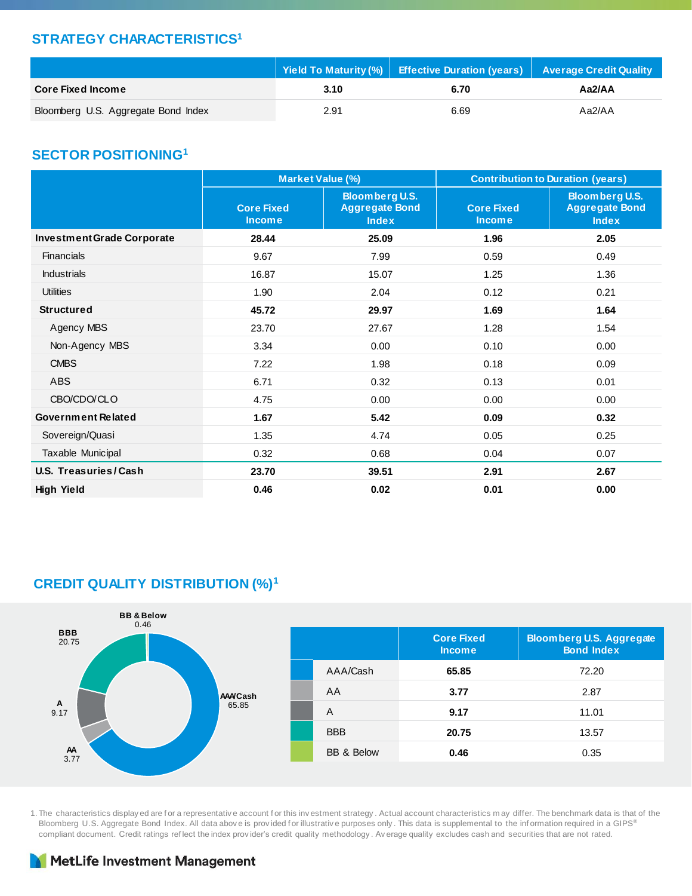## STRATEGY CHARACTERISTICS[1]

| | Yield To Maturity (%) | Effective Duration (years) | Average Credit Quality |
|---|---|---|---|
| **Core Fixed Income** | **3.10** | **6.70** | **Aa2/AA** |
| Bloomberg U.S. Aggregate Bond Index | 2.91 | 6.69 | Aa2/AA |

## SECTOR POSITIONING[1]

| | Market Value (%) | | Contribution to Duration (years) | |
|---|---|---|---|---|
| | Core Fixed Income | Bloomberg U.S. Aggregate Bond Index | Core Fixed Income | Bloomberg U.S. Aggregate Bond Index |
| **Investment Grade Corporate** | **28.44** | **25.09** | **1.96** | **2.05** |
| Financials | 9.67 | 7.99 | 0.59 | 0.49 |
| Industrials | 16.87 | 15.07 | 1.25 | 1.36 |
| Utilities | 1.90 | 2.04 | 0.12 | 0.21 |
| **Structured** | **45.72** | **29.97** | **1.69** | **1.64** |
| Agency MBS | 23.70 | 27.67 | 1.28 | 1.54 |
| Non-Agency MBS | 3.34 | 0.00 | 0.10 | 0.00 |
| CMBS | 7.22 | 1.98 | 0.18 | 0.09 |
| ABS | 6.71 | 0.32 | 0.13 | 0.01 |
| CBO/CDO/CLO | 4.75 | 0.00 | 0.00 | 0.00 |
| **Government Related** | **1.67** | **5.42** | **0.09** | **0.32** |
| Sovereign/Quasi | 1.35 | 4.74 | 0.05 | 0.25 |
| Taxable Municipal | 0.32 | 0.68 | 0.04 | 0.07 |
| **U.S. Treasuries / Cash** | **23.70** | **39.51** | **2.91** | **2.67** |
| **High Yield** | **0.46** | **0.02** | **0.01** | **0.00** |

## CREDIT QUALITY DISTRIBUTION (%)[1]

| | Core Fixed Income | Bloomberg U.S. Aggregate Bond Index |
|---|---|---|
| AAA/Cash | **65.85** | 72.20 |
| AA | **3.77** | 2.87 |
| A | **9.17** | 11.01 |
| BBB | **20.75** | 13.57 |
| BB & Below | **0.46** | 0.35 |

1. The characteristics displayed are for a representative account for this investment strategy. Actual account characteristics may differ. The benchmark data is that of the Bloomberg U.S. Aggregate Bond Index. All data above is provided for illustrative purposes only. This data is supplemental to the information required in a GIPS® compliant document. Credit ratings reflect the index provider's credit quality methodology. Average quality excludes cash and securities that are not rated.

MetLife Investment Management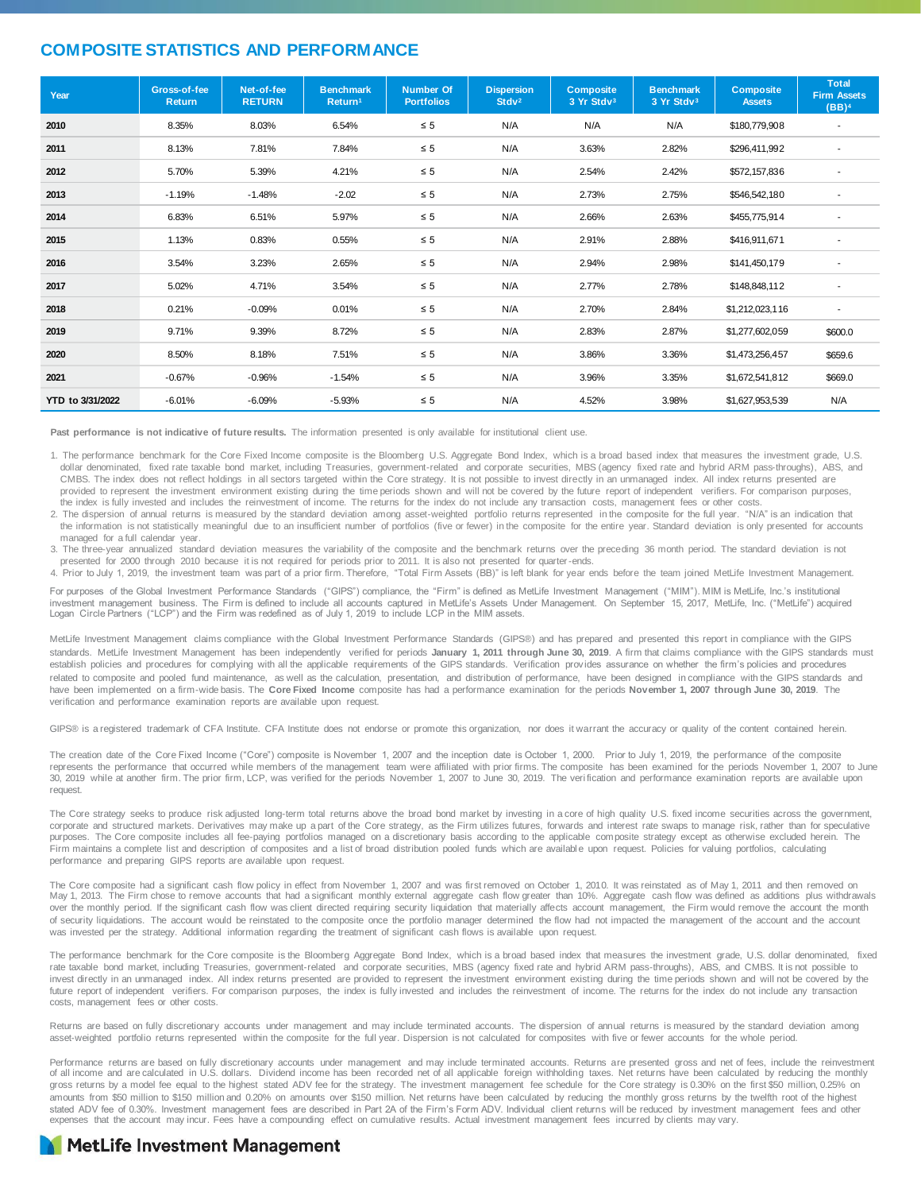# COMPOSITE STATISTICS AND PERFORMANCE

| Year | Gross-of-fee Return | Net-of-fee RETURN | Benchmark Return[1] | Number Of Portfolios | Dispersion Stdv[2] | Composite 3 Yr Stdv[3] | Benchmark 3 Yr Stdv[3] | Composite Assets | Total Firm Assets (BB)[4] |
|---|---|---|---|---|---|---|---|---|---|
| **2010** | 8.35% | 8.03% | 6.54% | ≤ 5 | N/A | N/A | N/A | $180,779,908 | - |
| **2011** | 8.13% | 7.81% | 7.84% | ≤ 5 | N/A | 3.63% | 2.82% | $296,411,992 | - |
| **2012** | 5.70% | 5.39% | 4.21% | ≤ 5 | N/A | 2.54% | 2.42% | $572,157,836 | - |
| **2013** | -1.19% | -1.48% | -2.02 | ≤ 5 | N/A | 2.73% | 2.75% | $546,542,180 | - |
| **2014** | 6.83% | 6.51% | 5.97% | ≤ 5 | N/A | 2.66% | 2.63% | $455,775,914 | - |
| **2015** | 1.13% | 0.83% | 0.55% | ≤ 5 | N/A | 2.91% | 2.88% | $416,911,671 | - |
| **2016** | 3.54% | 3.23% | 2.65% | ≤ 5 | N/A | 2.94% | 2.98% | $141,450,179 | - |
| **2017** | 5.02% | 4.71% | 3.54% | ≤ 5 | N/A | 2.77% | 2.78% | $148,848,112 | - |
| **2018** | 0.21% | -0.09% | 0.01% | ≤ 5 | N/A | 2.70% | 2.84% | $1,212,023,116 | - |
| **2019** | 9.71% | 9.39% | 8.72% | ≤ 5 | N/A | 2.83% | 2.87% | $1,277,602,059 | $600.0 |
| **2020** | 8.50% | 8.18% | 7.51% | ≤ 5 | N/A | 3.86% | 3.36% | $1,473,256,457 | $659.6 |
| **2021** | -0.67% | -0.96% | -1.54% | ≤ 5 | N/A | 3.96% | 3.35% | $1,672,541,812 | $669.0 |
| **YTD to 3/31/2022** | -6.01% | -6.09% | -5.93% | ≤ 5 | N/A | 4.52% | 3.98% | $1,627,953,539 | N/A |

**Past performance is not indicative of future results.** The information presented is only available for institutional client use.

1. The performance benchmark for the Core Fixed Income composite is the Bloomberg U.S. Aggregate Bond Index, which is a broad based index that measures the investment grade, U.S. dollar denominated, fixed rate taxable bond market, including Treasuries, government-related and corporate securities, MBS (agency fixed rate and hybrid ARM pass-throughs), ABS, and CMBS. The index does not reflect holdings in all sectors targeted within the Core strategy. It is not possible to invest directly in an unmanaged index. All index returns presented are provided to represent the investment environment existing during the time periods shown and will not be covered by the future report of independent verifiers. For comparison purposes, the index is fully invested and includes the reinvestment of income. The returns for the index do not include any transaction costs, management fees or other costs.
2. The dispersion of annual returns is measured by the standard deviation among asset-weighted portfolio returns represented in the composite for the full year. "N/A" is an indication that the information is not statistically meaningful due to an insufficient number of portfolios (five or fewer) in the composite for the entire year. Standard deviation is only presented for accounts managed for a full calendar year.
3. The three-year annualized standard deviation measures the variability of the composite and the benchmark returns over the preceding 36 month period. The standard deviation is not presented for 2000 through 2010 because it is not required for periods prior to 2011. It is also not presented for quarter-ends.
4. Prior to July 1, 2019, the investment team was part of a prior firm. Therefore, "Total Firm Assets (BB)" is left blank for year ends before the team joined MetLife Investment Management.

For purposes of the Global Investment Performance Standards ("GIPS") compliance, the "Firm" is defined as MetLife Investment Management ("MIM"). MIM is MetLife, Inc.'s institutional investment management business. The Firm is defined to include all accounts captured in MetLife's Assets Under Management. On September 15, 2017, MetLife, Inc. ("MetLife") acquired Logan Circle Partners ("LCP") and the Firm was redefined as of July 1, 2019 to include LCP in the MIM assets.

MetLife Investment Management claims compliance with the Global Investment Performance Standards (GIPS®) and has prepared and presented this report in compliance with the GIPS standards. MetLife Investment Management has been independently verified for periods **January 1, 2011 through June 30, 2019**. A firm that claims compliance with the GIPS standards must establish policies and procedures for complying with all the applicable requirements of the GIPS standards. Verification provides assurance on whether the firm's policies and procedures related to composite and pooled fund maintenance, as well as the calculation, presentation, and distribution of performance, have been designed in compliance with the GIPS standards and have been implemented on a firm-wide basis. The **Core Fixed Income** composite has had a performance examination for the periods **November 1, 2007 through June 30, 2019**. The verification and performance examination reports are available upon request.

GIPS® is a registered trademark of CFA Institute. CFA Institute does not endorse or promote this organization, nor does it warrant the accuracy or quality of the content contained herein.

The creation date of the Core Fixed Income ("Core") composite is November 1, 2007 and the inception date is October 1, 2000. Prior to July 1, 2019, the performance of the composite represents the performance that occurred while members of the management team were affiliated with prior firms. The composite has been examined for the periods November 1, 2007 to June 30, 2019 while at another firm. The prior firm, LCP, was verified for the periods November 1, 2007 to June 30, 2019. The verification and performance examination reports are available upon request.

The Core strategy seeks to produce risk adjusted long-term total returns above the broad bond market by investing in a core of high quality U.S. fixed income securities across the government, corporate and structured markets. Derivatives may make up a part of the Core strategy, as the Firm utilizes futures, forwards and interest rate swaps to manage risk, rather than for speculative purposes. The Core composite includes all fee-paying portfolios managed on a discretionary basis according to the applicable composite strategy except as otherwise excluded herein. The Firm maintains a complete list and description of composites and a list of broad distribution pooled funds which are available upon request. Policies for valuing portfolios, calculating performance and preparing GIPS reports are available upon request.

The Core composite had a significant cash flow policy in effect from November 1, 2007 and was first removed on October 1, 2010. It was reinstated as of May 1, 2011 and then removed on May 1, 2013. The Firm chose to remove accounts that had a significant monthly external aggregate cash flow greater than 10%. Aggregate cash flow was defined as additions plus withdrawals over the monthly period. If the significant cash flow was client directed requiring security liquidation that materially affects account management, the Firm would remove the account the month of security liquidations. The account would be reinstated to the composite once the portfolio manager determined the flow had not impacted the management of the account and the account was invested per the strategy. Additional information regarding the treatment of significant cash flows is available upon request.

The performance benchmark for the Core composite is the Bloomberg Aggregate Bond Index, which is a broad based index that measures the investment grade, U.S. dollar denominated, fixed rate taxable bond market, including Treasuries, government-related and corporate securities, MBS (agency fixed rate and hybrid ARM pass-throughs), ABS, and CMBS. It is not possible to invest directly in an unmanaged index. All index returns presented are provided to represent the investment environment existing during the time periods shown and will not be covered by the future report of independent verifiers. For comparison purposes, the index is fully invested and includes the reinvestment of income. The returns for the index do not include any transaction costs, management fees or other costs.

Returns are based on fully discretionary accounts under management and may include terminated accounts. The dispersion of annual returns is measured by the standard deviation among asset-weighted portfolio returns represented within the composite for the full year. Dispersion is not calculated for composites with five or fewer accounts for the whole period.

Performance returns are based on fully discretionary accounts under management and may include terminated accounts. Returns are presented gross and net of fees, include the reinvestment of all income and are calculated in U.S. dollars. Dividend income has been recorded net of all applicable foreign withholding taxes. Net returns have been calculated by reducing the monthly gross returns by a model fee equal to the highest stated ADV fee for the strategy. The investment management fee schedule for the Core strategy is 0.30% on the first $50 million, 0.25% on amounts from $50 million to $150 million and 0.20% on amounts over $150 million. Net returns have been calculated by reducing the monthly gross returns by the twelfth root of the highest stated ADV fee of 0.30%. Investment management fees are described in Part 2A of the Firm's Form ADV. Individual client returns will be reduced by investment management fees and other expenses that the account may incur. Fees have a compounding effect on cumulative results. Actual investment management fees incurred by clients may vary.

MetLife Investment Management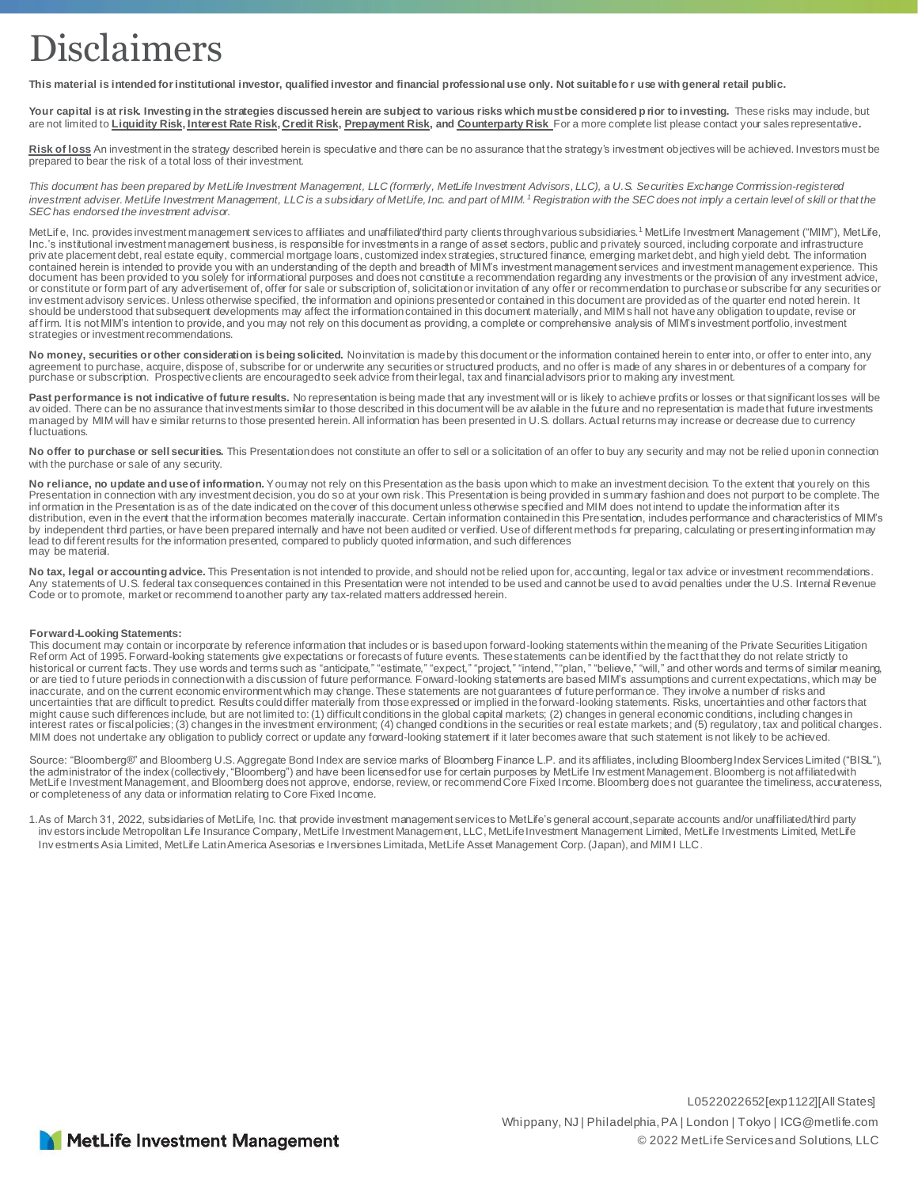# Disclaimers

**This material is intended for institutional investor, qualified investor and financial professional use only. Not suitable for use with general retail public.**

**Your capital is at risk. Investing in the strategies discussed herein are subject to various risks which must be considered prior to investing.** These risks may include, but are not limited to **Liquidity Risk, Interest Rate Risk, Credit Risk, Prepayment Risk,** and **Counterparty Risk** For a more complete list please contact your sales representative.

**Risk of loss** An investment in the strategy described herein is speculative and there can be no assurance that the strategy's investment objectives will be achieved. Investors must be prepared to bear the risk of a total loss of their investment.

*This document has been prepared by MetLife Investment Management, LLC (formerly, MetLife Investment Advisors, LLC), a U.S. Securities Exchange Commission-registered investment adviser. MetLife Investment Management, LLC is a subsidiary of MetLife, Inc. and part of MIM.[1] Registration with the SEC does not imply a certain level of skill or that the SEC has endorsed the investment advisor.*

MetLife, Inc. provides investment management services to affiliates and unaffiliated/third party clients through various subsidiaries.[1] MetLife Investment Management ("MIM"), MetLife, Inc.'s institutional investment management business, is responsible for investments in a range of asset sectors, public and privately sourced, including corporate and infrastructure private placement debt, real estate equity, commercial mortgage loans, customized index strategies, structured finance, emerging market debt, and high yield debt. The information contained herein is intended to provide you with an understanding of the depth and breadth of MIM's investment management services and investment management experience. This document has been provided to you solely for informational purposes and does not constitute a recommendation regarding any investments or the provision of any investment advice, or constitute or form part of any advertisement of, offer for sale or subscription of, solicitation or invitation of any offer or recommendation to purchase or subscribe for any securities or investment advisory services. Unless otherwise specified, the information and opinions presented or contained in this document are provided as of the quarter end noted herein. It should be understood that subsequent developments may affect the information contained in this document materially, and MIM shall not have any obligation to update, revise or affirm. It is not MIM's intention to provide, and you may not rely on this document as providing, a complete or comprehensive analysis of MIM's investment portfolio, investment strategies or investment recommendations.

**No money, securities or other consideration is being solicited.** No invitation is made by this document or the information contained herein to enter into, or offer to enter into, any agreement to purchase, acquire, dispose of, subscribe for or underwrite any securities or structured products, and no offer is made of any shares in or debentures of a company for purchase or subscription. Prospective clients are encouraged to seek advice from their legal, tax and financial advisors prior to making any investment.

**Past performance is not indicative of future results.** No representation is being made that any investment will or is likely to achieve profits or losses or that significant losses will be avoided. There can be no assurance that investments similar to those described in this document will be available in the future and no representation is made that future investments managed by MIM will have similar returns to those presented herein. All information has been presented in U.S. dollars. Actual returns may increase or decrease due to currency fluctuations.

**No offer to purchase or sell securities.** This Presentation does not constitute an offer to sell or a solicitation of an offer to buy any security and may not be relied upon in connection with the purchase or sale of any security.

**No reliance, no update and use of information.** You may not rely on this Presentation as the basis upon which to make an investment decision. To the extent that you rely on this Presentation in connection with any investment decision, you do so at your own risk. This Presentation is being provided in summary fashion and does not purport to be complete. The information in the Presentation is as of the date indicated on the cover of this document unless otherwise specified and MIM does not intend to update the information after its distribution, even in the event that the information becomes materially inaccurate. Certain information contained in this Presentation, includes performance and characteristics of MIM's by independent third parties, or have been prepared internally and have not been audited or verified. Use of different methods for preparing, calculating or presenting information may lead to different results for the information presented, compared to publicly quoted information, and such differences may be material.

**No tax, legal or accounting advice.** This Presentation is not intended to provide, and should not be relied upon for, accounting, legal or tax advice or investment recommendations. Any statements of U.S. federal tax consequences contained in this Presentation were not intended to be used and cannot be used to avoid penalties under the U.S. Internal Revenue Code or to promote, market or recommend to another party any tax-related matters addressed herein.

**Forward-Looking Statements:**
This document may contain or incorporate by reference information that includes or is based upon forward-looking statements within the meaning of the Private Securities Litigation Reform Act of 1995. Forward-looking statements give expectations or forecasts of future events. These statements can be identified by the fact that they do not relate strictly to historical or current facts. They use words and terms such as "anticipate," "estimate," "expect," "project," "intend," "plan," "believe," "will," and other words and terms of similar meaning, or are tied to future periods in connection with a discussion of future performance. Forward-looking statements are based MIM's assumptions and current expectations, which may be inaccurate, and on the current economic environment which may change. These statements are not guarantees of future performance. They involve a number of risks and uncertainties that are difficult to predict. Results could differ materially from those expressed or implied in the forward-looking statements. Risks, uncertainties and other factors that might cause such differences include, but are not limited to: (1) difficult conditions in the global capital markets; (2) changes in general economic conditions, including changes in interest rates or fiscal policies; (3) changes in the investment environment; (4) changed conditions in the securities or real estate markets; and (5) regulatory, tax and political changes. MIM does not undertake any obligation to publicly correct or update any forward-looking statement if it later becomes aware that such statement is not likely to be achieved.

Source: "Bloomberg®" and Bloomberg U.S. Aggregate Bond Index are service marks of Bloomberg Finance L.P. and its affiliates, including Bloomberg Index Services Limited ("BISL"), the administrator of the index (collectively, "Bloomberg") and have been licensed for use for certain purposes by MetLife Investment Management. Bloomberg is not affiliated with MetLife Investment Management, and Bloomberg does not approve, endorse, review, or recommend Core Fixed Income. Bloomberg does not guarantee the timeliness, accurateness, or completeness of any data or information relating to Core Fixed Income.

1. As of March 31, 2022, subsidiaries of MetLife, Inc. that provide investment management services to MetLife's general account, separate accounts and/or unaffiliated/third party investors include Metropolitan Life Insurance Company, MetLife Investment Management, LLC, MetLife Investment Management Limited, MetLife Investments Limited, MetLife Investments Asia Limited, MetLife Latin America Asesorias e Inversiones Limitada, MetLife Asset Management Corp. (Japan), and MIM I LLC.

L0522022652[exp1122][All States]

Whippany, NJ | Philadelphia, PA | London | Tokyo | ICG@metlife.com

© 2022 MetLife Services and Solutions, LLC

MetLife Investment Management